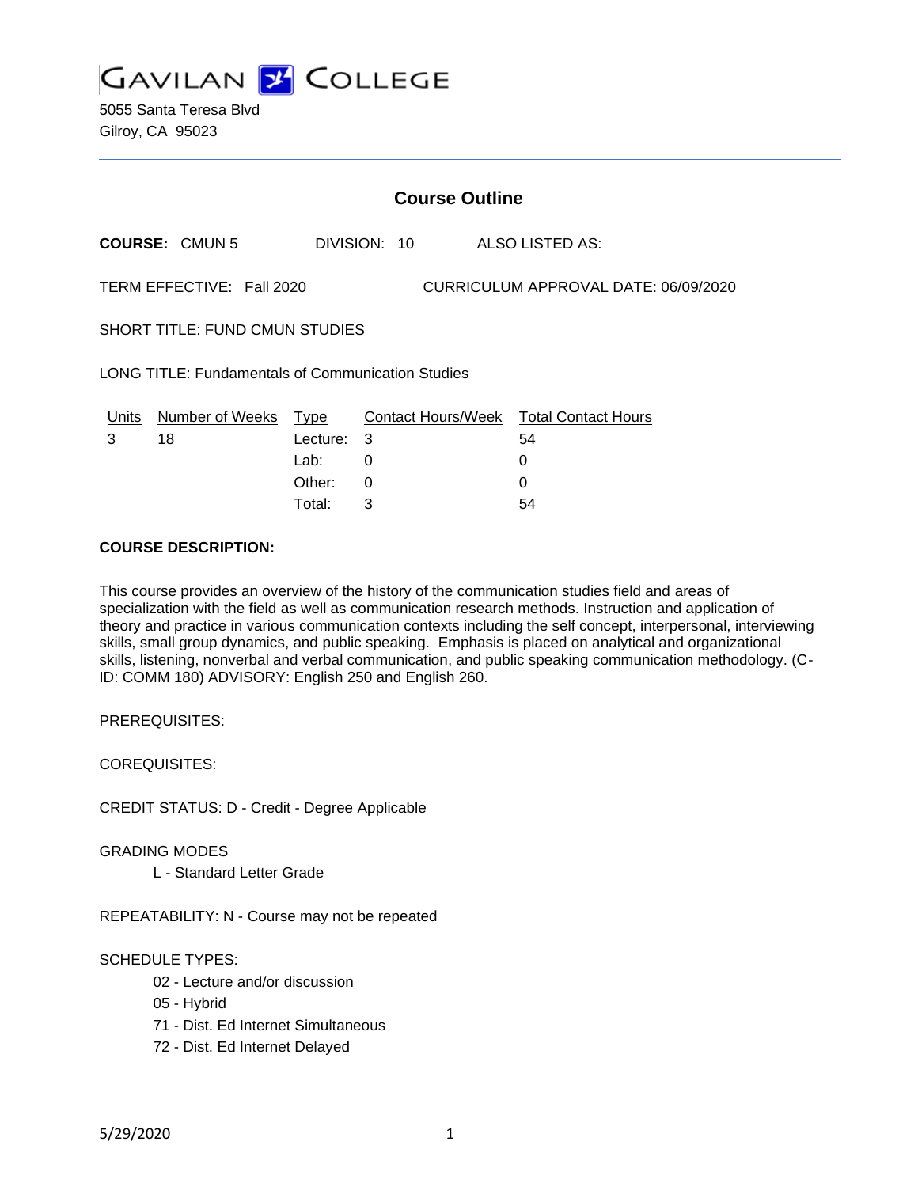GAVILAN COLLEGE

5055 Santa Teresa Blvd
Gilroy, CA 95023

## Course Outline

**COURSE:** CMUN 5 DIVISION: 10 ALSO LISTED AS:

TERM EFFECTIVE: Fall 2020 CURRICULUM APPROVAL DATE: 06/09/2020

SHORT TITLE: FUND CMUN STUDIES

LONG TITLE: Fundamentals of Communication Studies

| Units | Number of Weeks | Type | Contact Hours/Week | Total Contact Hours |
|---|---|---|---|---|
| 3 | 18 | Lecture: | 3 | 54 |
| | | Lab: | 0 | 0 |
| | | Other: | 0 | 0 |
| | | Total: | 3 | 54 |

**COURSE DESCRIPTION:**

This course provides an overview of the history of the communication studies field and areas of specialization with the field as well as communication research methods. Instruction and application of theory and practice in various communication contexts including the self concept, interpersonal, interviewing skills, small group dynamics, and public speaking. Emphasis is placed on analytical and organizational skills, listening, nonverbal and verbal communication, and public speaking communication methodology. (C-ID: COMM 180) ADVISORY: English 250 and English 260.

PREREQUISITES:

COREQUISITES:

CREDIT STATUS: D - Credit - Degree Applicable

GRADING MODES

L - Standard Letter Grade

REPEATABILITY: N - Course may not be repeated

SCHEDULE TYPES:

02 - Lecture and/or discussion
05 - Hybrid
71 - Dist. Ed Internet Simultaneous
72 - Dist. Ed Internet Delayed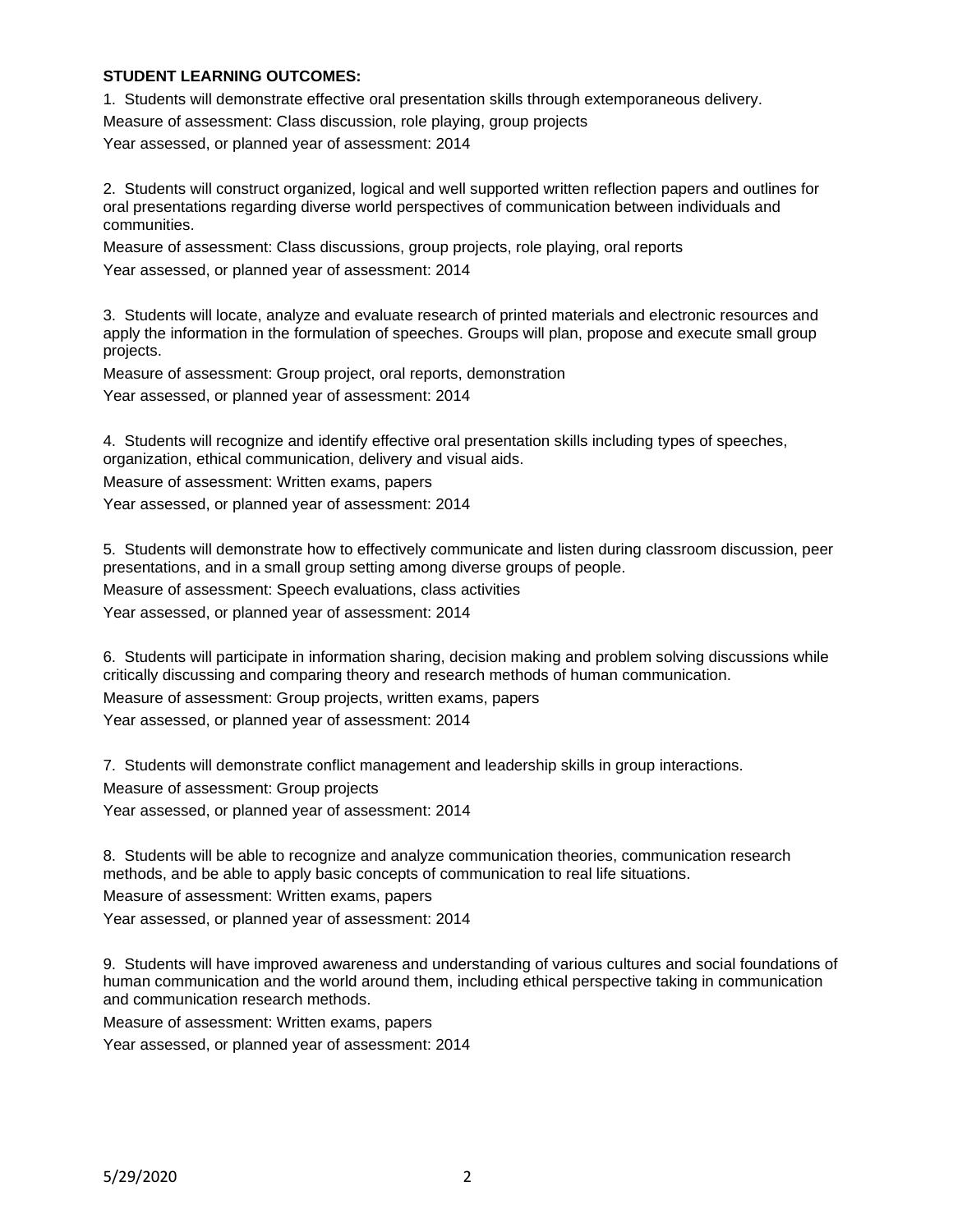**STUDENT LEARNING OUTCOMES:**

1. Students will demonstrate effective oral presentation skills through extemporaneous delivery.
Measure of assessment: Class discussion, role playing, group projects
Year assessed, or planned year of assessment: 2014

2. Students will construct organized, logical and well supported written reflection papers and outlines for oral presentations regarding diverse world perspectives of communication between individuals and communities.
Measure of assessment: Class discussions, group projects, role playing, oral reports
Year assessed, or planned year of assessment: 2014

3. Students will locate, analyze and evaluate research of printed materials and electronic resources and apply the information in the formulation of speeches. Groups will plan, propose and execute small group projects.
Measure of assessment: Group project, oral reports, demonstration
Year assessed, or planned year of assessment: 2014

4. Students will recognize and identify effective oral presentation skills including types of speeches, organization, ethical communication, delivery and visual aids.
Measure of assessment: Written exams, papers
Year assessed, or planned year of assessment: 2014

5. Students will demonstrate how to effectively communicate and listen during classroom discussion, peer presentations, and in a small group setting among diverse groups of people.
Measure of assessment: Speech evaluations, class activities
Year assessed, or planned year of assessment: 2014

6. Students will participate in information sharing, decision making and problem solving discussions while critically discussing and comparing theory and research methods of human communication.
Measure of assessment: Group projects, written exams, papers
Year assessed, or planned year of assessment: 2014

7. Students will demonstrate conflict management and leadership skills in group interactions.
Measure of assessment: Group projects
Year assessed, or planned year of assessment: 2014

8. Students will be able to recognize and analyze communication theories, communication research methods, and be able to apply basic concepts of communication to real life situations.
Measure of assessment: Written exams, papers
Year assessed, or planned year of assessment: 2014

9. Students will have improved awareness and understanding of various cultures and social foundations of human communication and the world around them, including ethical perspective taking in communication and communication research methods.
Measure of assessment: Written exams, papers
Year assessed, or planned year of assessment: 2014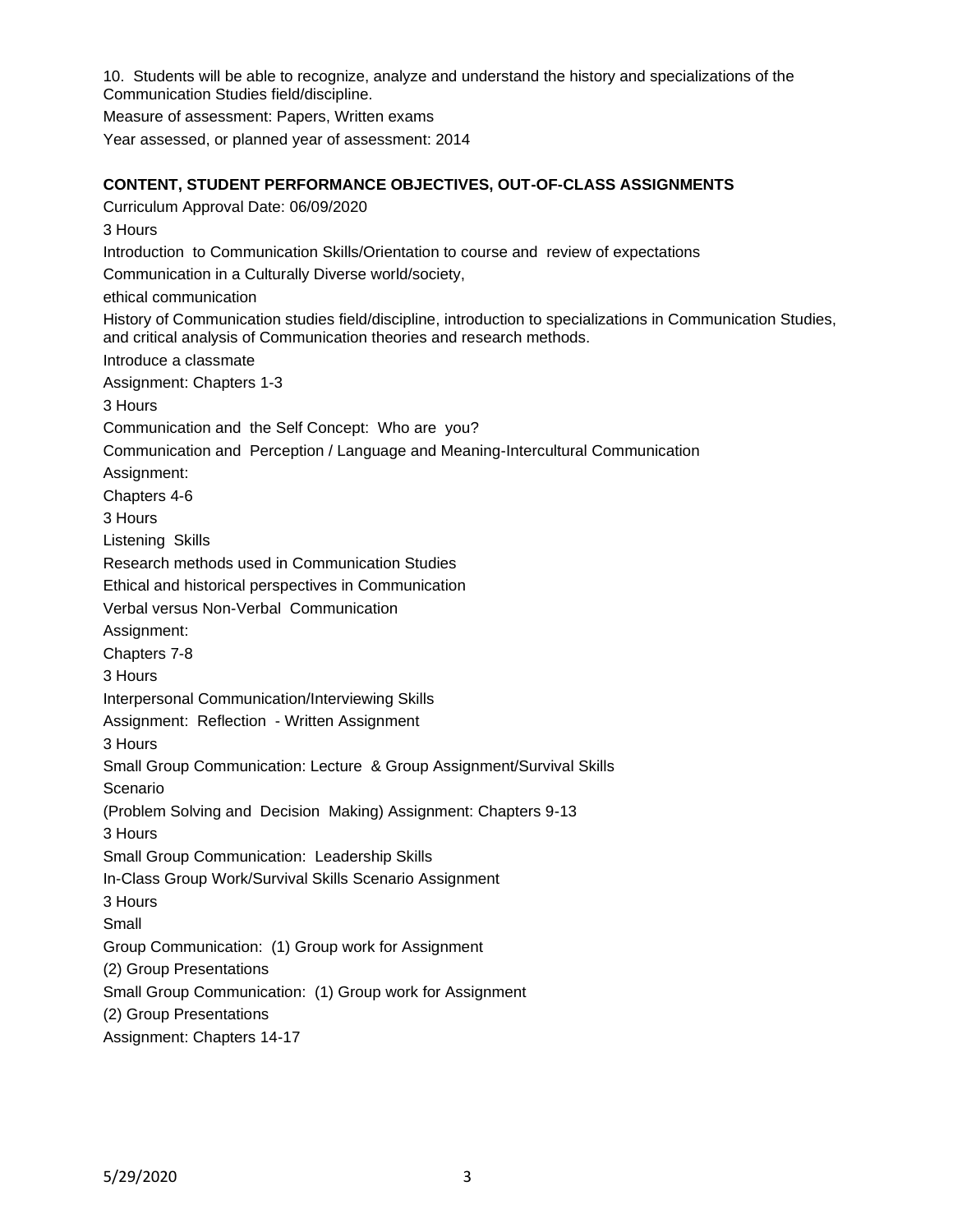10. Students will be able to recognize, analyze and understand the history and specializations of the Communication Studies field/discipline.

Measure of assessment: Papers, Written exams

Year assessed, or planned year of assessment: 2014

**CONTENT, STUDENT PERFORMANCE OBJECTIVES, OUT-OF-CLASS ASSIGNMENTS**

Curriculum Approval Date: 06/09/2020

3 Hours

Introduction to Communication Skills/Orientation to course and review of expectations

Communication in a Culturally Diverse world/society,

ethical communication

History of Communication studies field/discipline, introduction to specializations in Communication Studies, and critical analysis of Communication theories and research methods.

Introduce a classmate

Assignment: Chapters 1-3

3 Hours

Communication and the Self Concept: Who are you?

Communication and Perception / Language and Meaning-Intercultural Communication

Assignment:

Chapters 4-6

3 Hours

Listening Skills

Research methods used in Communication Studies

Ethical and historical perspectives in Communication

Verbal versus Non-Verbal Communication

Assignment:

Chapters 7-8

3 Hours

Interpersonal Communication/Interviewing Skills

Assignment: Reflection - Written Assignment

3 Hours

Small Group Communication: Lecture & Group Assignment/Survival Skills

Scenario

(Problem Solving and Decision Making) Assignment: Chapters 9-13

3 Hours

Small Group Communication: Leadership Skills

In-Class Group Work/Survival Skills Scenario Assignment

3 Hours

Small

Group Communication: (1) Group work for Assignment

(2) Group Presentations

Small Group Communication: (1) Group work for Assignment

(2) Group Presentations

Assignment: Chapters 14-17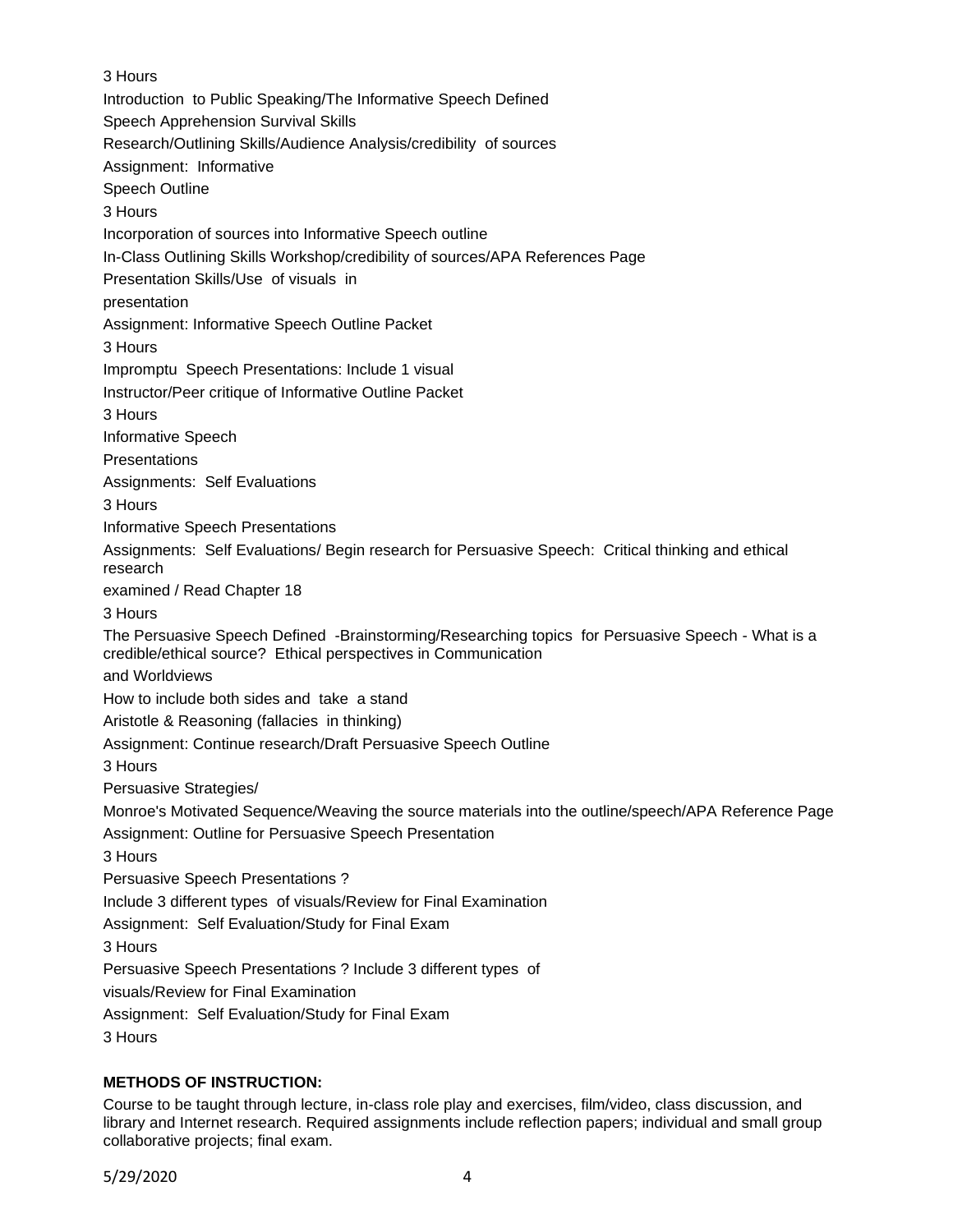3 Hours

Introduction to Public Speaking/The Informative Speech Defined

Speech Apprehension Survival Skills

Research/Outlining Skills/Audience Analysis/credibility of sources

Assignment: Informative

Speech Outline

3 Hours

Incorporation of sources into Informative Speech outline

In-Class Outlining Skills Workshop/credibility of sources/APA References Page

Presentation Skills/Use of visuals in

presentation

Assignment: Informative Speech Outline Packet

3 Hours

Impromptu Speech Presentations: Include 1 visual

Instructor/Peer critique of Informative Outline Packet

3 Hours

Informative Speech

Presentations

Assignments: Self Evaluations

3 Hours

Informative Speech Presentations

Assignments: Self Evaluations/ Begin research for Persuasive Speech: Critical thinking and ethical research

examined / Read Chapter 18

3 Hours

The Persuasive Speech Defined -Brainstorming/Researching topics for Persuasive Speech - What is a credible/ethical source? Ethical perspectives in Communication

and Worldviews

How to include both sides and take a stand

Aristotle & Reasoning (fallacies in thinking)

Assignment: Continue research/Draft Persuasive Speech Outline

3 Hours

Persuasive Strategies/

Monroe's Motivated Sequence/Weaving the source materials into the outline/speech/APA Reference Page

Assignment: Outline for Persuasive Speech Presentation

3 Hours

Persuasive Speech Presentations ?

Include 3 different types of visuals/Review for Final Examination

Assignment: Self Evaluation/Study for Final Exam

3 Hours

Persuasive Speech Presentations ? Include 3 different types of

visuals/Review for Final Examination

Assignment: Self Evaluation/Study for Final Exam

3 Hours

**METHODS OF INSTRUCTION:**

Course to be taught through lecture, in-class role play and exercises, film/video, class discussion, and library and Internet research. Required assignments include reflection papers; individual and small group collaborative projects; final exam.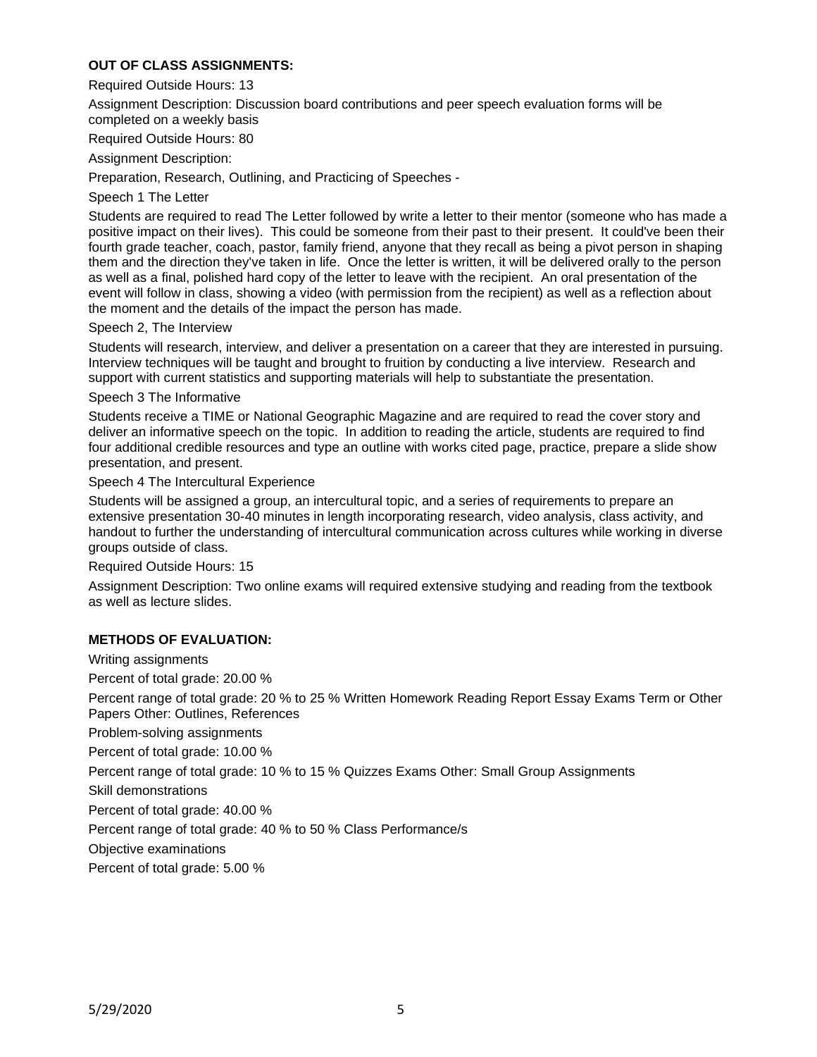**OUT OF CLASS ASSIGNMENTS:**

Required Outside Hours: 13

Assignment Description: Discussion board contributions and peer speech evaluation forms will be completed on a weekly basis

Required Outside Hours: 80

Assignment Description:

Preparation, Research, Outlining, and Practicing of Speeches -

Speech 1 The Letter

Students are required to read The Letter followed by write a letter to their mentor (someone who has made a positive impact on their lives). This could be someone from their past to their present. It could've been their fourth grade teacher, coach, pastor, family friend, anyone that they recall as being a pivot person in shaping them and the direction they've taken in life. Once the letter is written, it will be delivered orally to the person as well as a final, polished hard copy of the letter to leave with the recipient. An oral presentation of the event will follow in class, showing a video (with permission from the recipient) as well as a reflection about the moment and the details of the impact the person has made.

Speech 2, The Interview

Students will research, interview, and deliver a presentation on a career that they are interested in pursuing. Interview techniques will be taught and brought to fruition by conducting a live interview. Research and support with current statistics and supporting materials will help to substantiate the presentation.

Speech 3 The Informative

Students receive a TIME or National Geographic Magazine and are required to read the cover story and deliver an informative speech on the topic. In addition to reading the article, students are required to find four additional credible resources and type an outline with works cited page, practice, prepare a slide show presentation, and present.

Speech 4 The Intercultural Experience

Students will be assigned a group, an intercultural topic, and a series of requirements to prepare an extensive presentation 30-40 minutes in length incorporating research, video analysis, class activity, and handout to further the understanding of intercultural communication across cultures while working in diverse groups outside of class.

Required Outside Hours: 15

Assignment Description: Two online exams will required extensive studying and reading from the textbook as well as lecture slides.

**METHODS OF EVALUATION:**

Writing assignments

Percent of total grade: 20.00 %

Percent range of total grade: 20 % to 25 % Written Homework Reading Report Essay Exams Term or Other Papers Other: Outlines, References

Problem-solving assignments

Percent of total grade: 10.00 %

Percent range of total grade: 10 % to 15 % Quizzes Exams Other: Small Group Assignments

Skill demonstrations

Percent of total grade: 40.00 %

Percent range of total grade: 40 % to 50 % Class Performance/s

Objective examinations

Percent of total grade: 5.00 %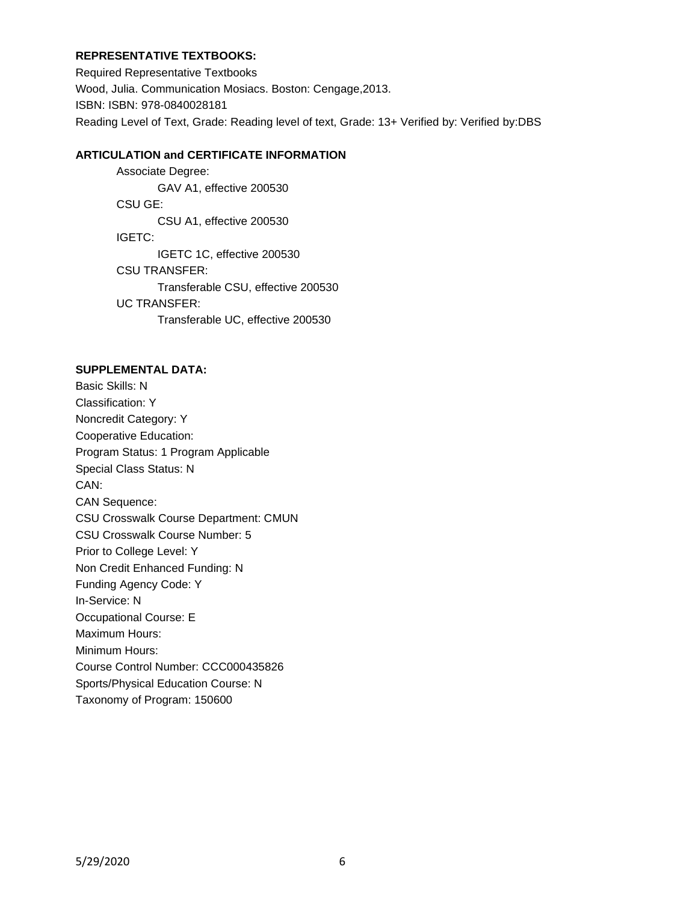**REPRESENTATIVE TEXTBOOKS:**

Required Representative Textbooks

Wood, Julia. Communication Mosiacs. Boston: Cengage,2013.

ISBN: ISBN: 978-0840028181

Reading Level of Text, Grade: Reading level of text, Grade: 13+ Verified by: Verified by:DBS

**ARTICULATION and CERTIFICATE INFORMATION**

Associate Degree:
- GAV A1, effective 200530

CSU GE:
- CSU A1, effective 200530

IGETC:
- IGETC 1C, effective 200530

CSU TRANSFER:
- Transferable CSU, effective 200530

UC TRANSFER:
- Transferable UC, effective 200530

**SUPPLEMENTAL DATA:**

Basic Skills: N

Classification: Y

Noncredit Category: Y

Cooperative Education:

Program Status: 1 Program Applicable

Special Class Status: N

CAN:

CAN Sequence:

CSU Crosswalk Course Department: CMUN

CSU Crosswalk Course Number: 5

Prior to College Level: Y

Non Credit Enhanced Funding: N

Funding Agency Code: Y

In-Service: N

Occupational Course: E

Maximum Hours:

Minimum Hours:

Course Control Number: CCC000435826

Sports/Physical Education Course: N

Taxonomy of Program: 150600